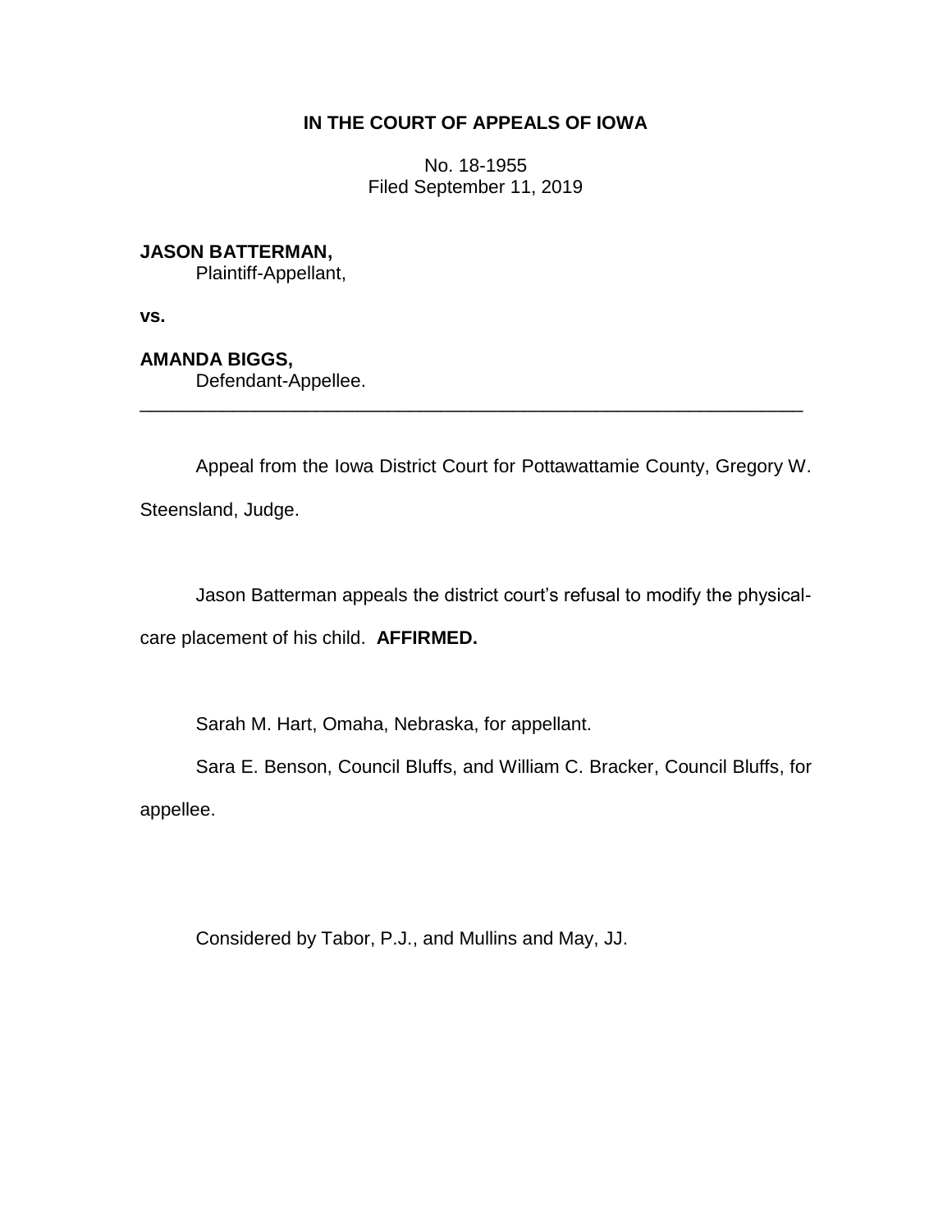# IN THE COURT OF APPEALS OF IOWA

No. 18-1955
Filed September 11, 2019

**JASON BATTERMAN,**
Plaintiff-Appellant,

**vs.**

**AMANDA BIGGS,**
Defendant-Appellee.

---

Appeal from the Iowa District Court for Pottawattamie County, Gregory W. Steensland, Judge.

Jason Batterman appeals the district court's refusal to modify the physical-care placement of his child. **AFFIRMED.**

Sarah M. Hart, Omaha, Nebraska, for appellant.

Sara E. Benson, Council Bluffs, and William C. Bracker, Council Bluffs, for appellee.

Considered by Tabor, P.J., and Mullins and May, JJ.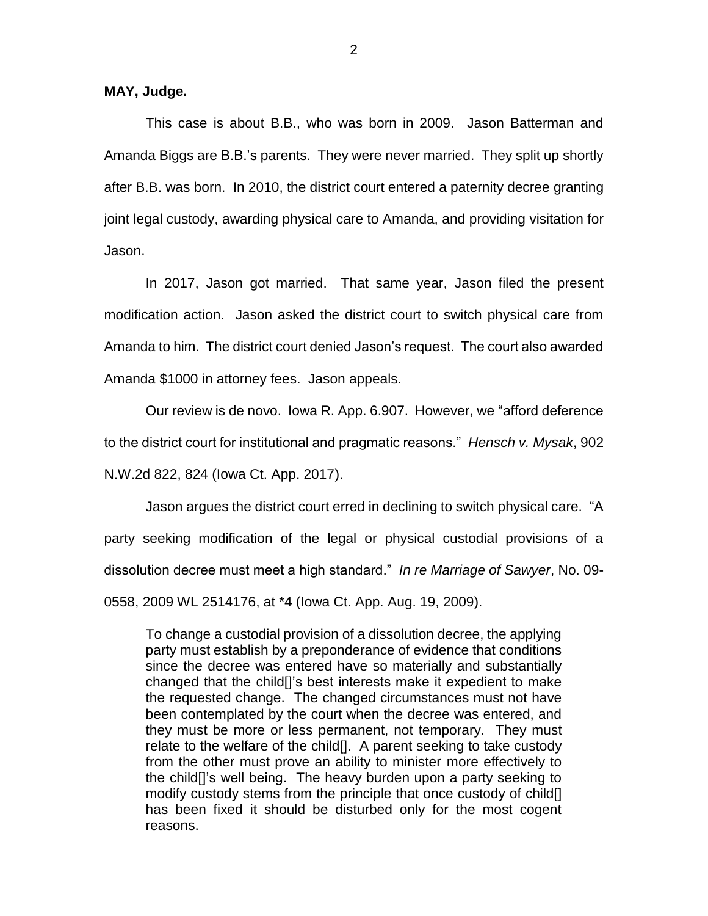**MAY, Judge.**

This case is about B.B., who was born in 2009. Jason Batterman and Amanda Biggs are B.B.'s parents. They were never married. They split up shortly after B.B. was born. In 2010, the district court entered a paternity decree granting joint legal custody, awarding physical care to Amanda, and providing visitation for Jason.

In 2017, Jason got married. That same year, Jason filed the present modification action. Jason asked the district court to switch physical care from Amanda to him. The district court denied Jason's request. The court also awarded Amanda $1000 in attorney fees. Jason appeals.

Our review is de novo. Iowa R. App. 6.907. However, we "afford deference to the district court for institutional and pragmatic reasons." *Hensch v. Mysak*, 902 N.W.2d 822, 824 (Iowa Ct. App. 2017).

Jason argues the district court erred in declining to switch physical care. "A party seeking modification of the legal or physical custodial provisions of a dissolution decree must meet a high standard." *In re Marriage of Sawyer*, No. 09-0558, 2009 WL 2514176, at *4 (Iowa Ct. App. Aug. 19, 2009).

> To change a custodial provision of a dissolution decree, the applying party must establish by a preponderance of evidence that conditions since the decree was entered have so materially and substantially changed that the child[]'s best interests make it expedient to make the requested change. The changed circumstances must not have been contemplated by the court when the decree was entered, and they must be more or less permanent, not temporary. They must relate to the welfare of the child[]. A parent seeking to take custody from the other must prove an ability to minister more effectively to the child[]'s well being. The heavy burden upon a party seeking to modify custody stems from the principle that once custody of child[] has been fixed it should be disturbed only for the most cogent reasons.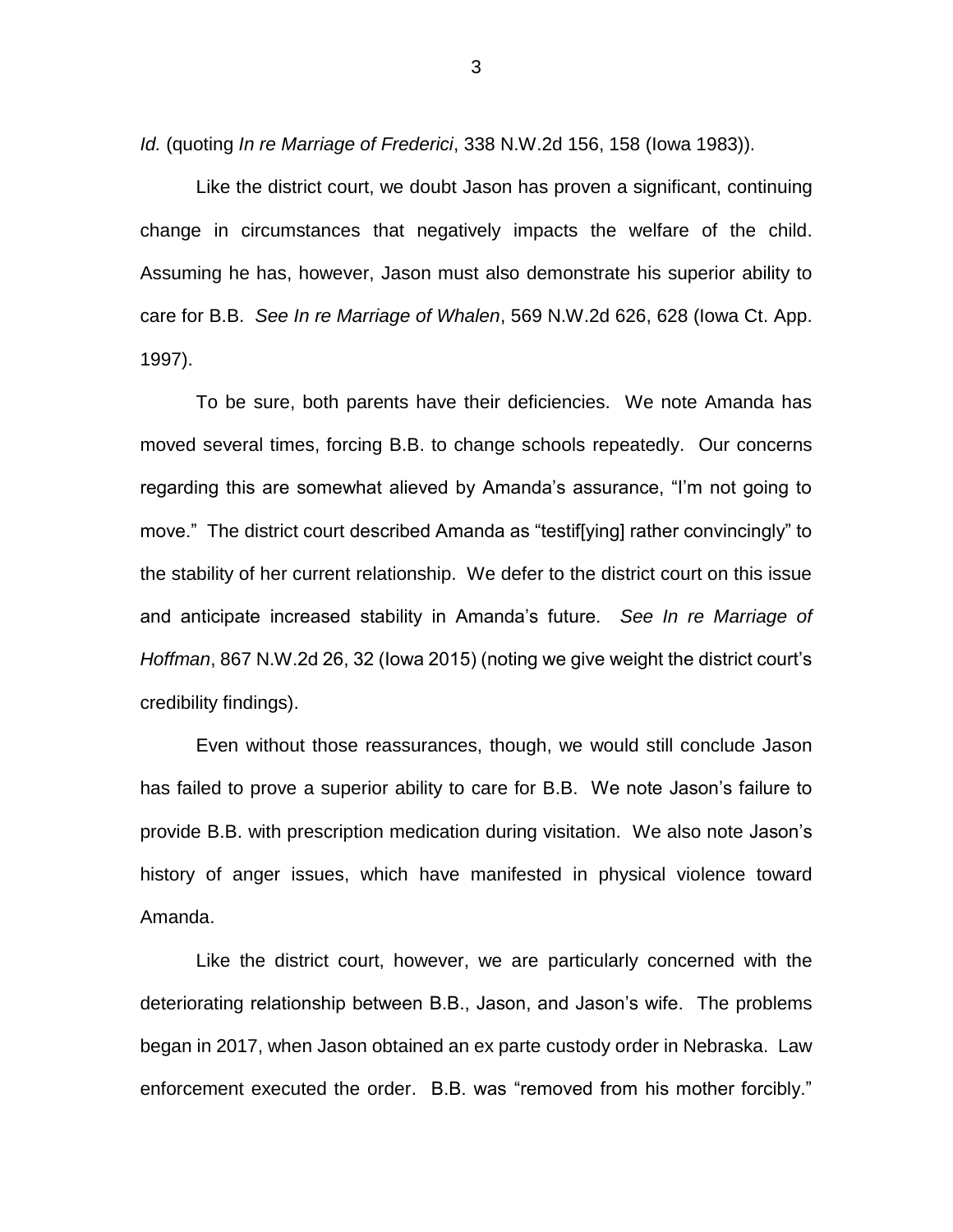*Id.* (quoting *In re Marriage of Frederici*, 338 N.W.2d 156, 158 (Iowa 1983)).

Like the district court, we doubt Jason has proven a significant, continuing change in circumstances that negatively impacts the welfare of the child. Assuming he has, however, Jason must also demonstrate his superior ability to care for B.B. *See In re Marriage of Whalen*, 569 N.W.2d 626, 628 (Iowa Ct. App. 1997).

To be sure, both parents have their deficiencies. We note Amanda has moved several times, forcing B.B. to change schools repeatedly. Our concerns regarding this are somewhat alieved by Amanda's assurance, "I'm not going to move." The district court described Amanda as "testif[ying] rather convincingly" to the stability of her current relationship. We defer to the district court on this issue and anticipate increased stability in Amanda's future. *See In re Marriage of Hoffman*, 867 N.W.2d 26, 32 (Iowa 2015) (noting we give weight the district court's credibility findings).

Even without those reassurances, though, we would still conclude Jason has failed to prove a superior ability to care for B.B. We note Jason's failure to provide B.B. with prescription medication during visitation. We also note Jason's history of anger issues, which have manifested in physical violence toward Amanda.

Like the district court, however, we are particularly concerned with the deteriorating relationship between B.B., Jason, and Jason's wife. The problems began in 2017, when Jason obtained an ex parte custody order in Nebraska. Law enforcement executed the order. B.B. was "removed from his mother forcibly."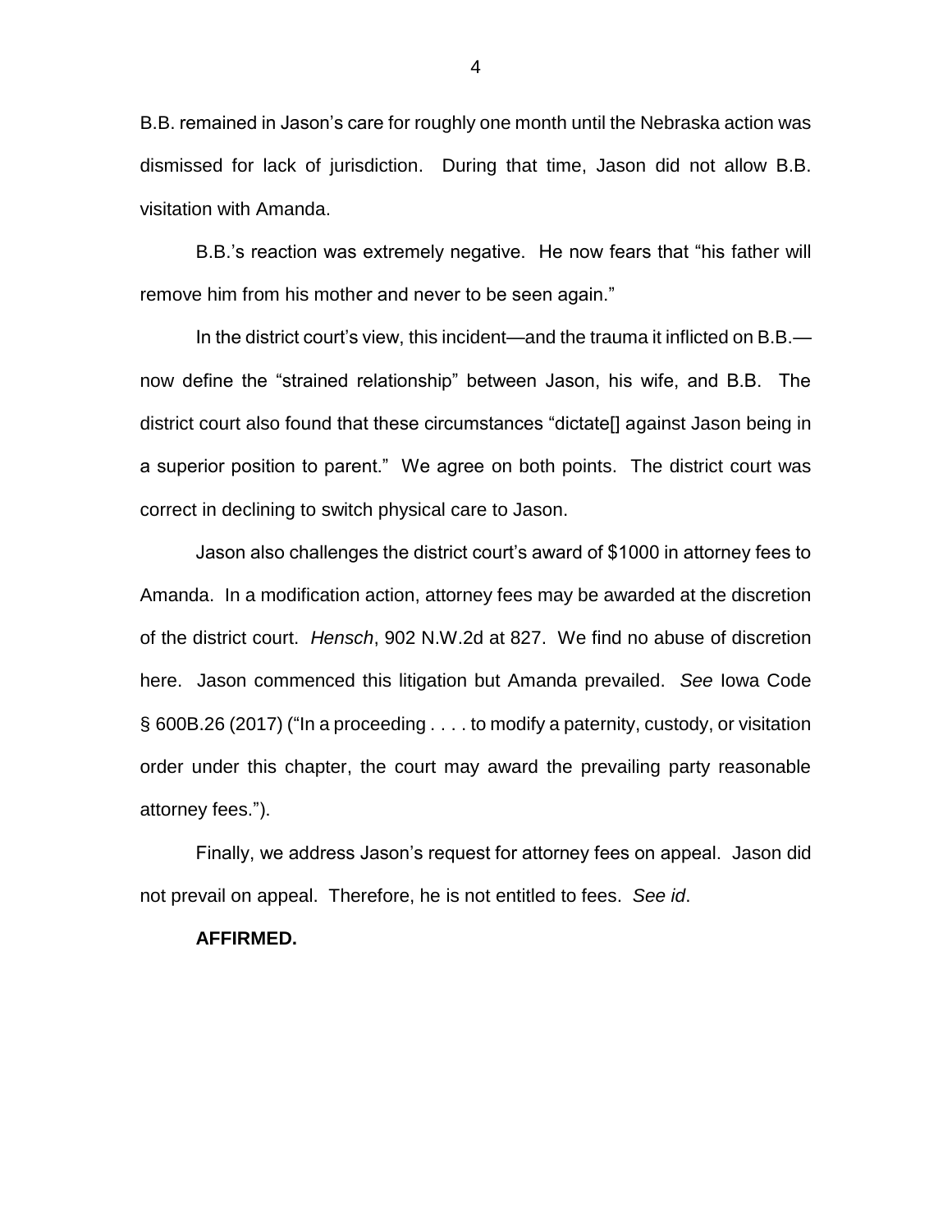B.B. remained in Jason's care for roughly one month until the Nebraska action was dismissed for lack of jurisdiction. During that time, Jason did not allow B.B. visitation with Amanda.

B.B.'s reaction was extremely negative. He now fears that "his father will remove him from his mother and never to be seen again."

In the district court's view, this incident—and the trauma it inflicted on B.B.—now define the "strained relationship" between Jason, his wife, and B.B. The district court also found that these circumstances "dictate[] against Jason being in a superior position to parent." We agree on both points. The district court was correct in declining to switch physical care to Jason.

Jason also challenges the district court's award of $1000 in attorney fees to Amanda. In a modification action, attorney fees may be awarded at the discretion of the district court. *Hensch*, 902 N.W.2d at 827. We find no abuse of discretion here. Jason commenced this litigation but Amanda prevailed. *See* Iowa Code § 600B.26 (2017) ("In a proceeding . . . . to modify a paternity, custody, or visitation order under this chapter, the court may award the prevailing party reasonable attorney fees.").

Finally, we address Jason's request for attorney fees on appeal. Jason did not prevail on appeal. Therefore, he is not entitled to fees. *See id*.

**AFFIRMED.**